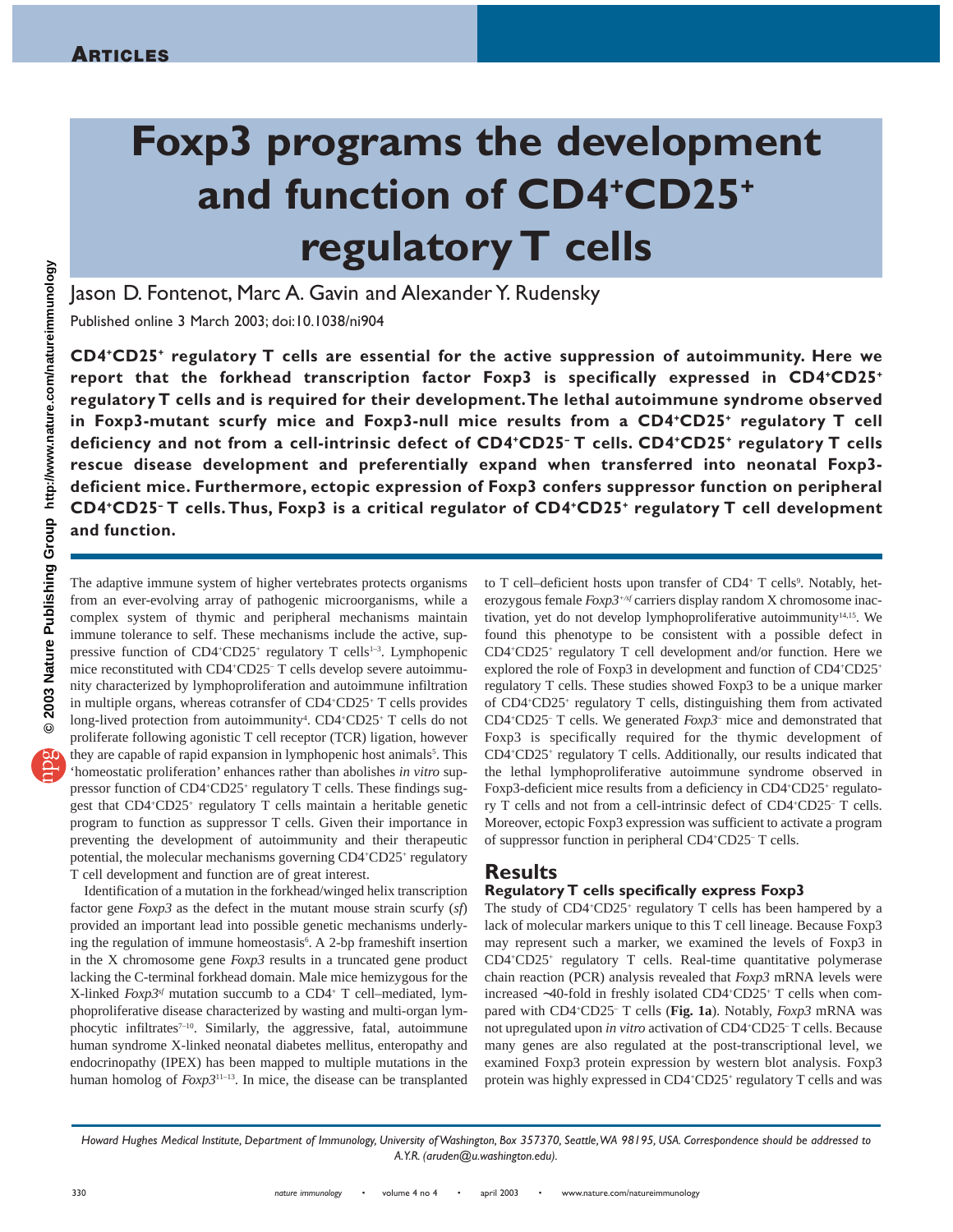# Foxp3 programs the development and function of CD4⁺CD25⁺ regulatory T cells

Jason D. Fontenot, Marc A. Gavin and Alexander Y. Rudensky

Published online 3 March 2003; doi:10.1038/ni904

**CD4⁺CD25⁺ regulatory T cells are essential for the active suppression of autoimmunity. Here we report that the forkhead transcription factor Foxp3 is specifically expressed in CD4⁺CD25⁺ regulatory T cells and is required for their development. The lethal autoimmune syndrome observed in Foxp3-mutant scurfy mice and Foxp3-null mice results from a CD4⁺CD25⁺ regulatory T cell deficiency and not from a cell-intrinsic defect of CD4⁺CD25⁻ T cells. CD4⁺CD25⁺ regulatory T cells rescue disease development and preferentially expand when transferred into neonatal Foxp3-deficient mice. Furthermore, ectopic expression of Foxp3 confers suppressor function on peripheral CD4⁺CD25⁻ T cells. Thus, Foxp3 is a critical regulator of CD4⁺CD25⁺ regulatory T cell development and function.**

The adaptive immune system of higher vertebrates protects organisms from an ever-evolving array of pathogenic microorganisms, while a complex system of thymic and peripheral mechanisms maintain immune tolerance to self. These mechanisms include the active, suppressive function of CD4⁺CD25⁺ regulatory T cells[1–3]. Lymphopenic mice reconstituted with CD4⁺CD25⁻ T cells develop severe autoimmunity characterized by lymphoproliferation and autoimmune infiltration in multiple organs, whereas cotransfer of CD4⁺CD25⁺ T cells provides long-lived protection from autoimmunity[4]. CD4⁺CD25⁺ T cells do not proliferate following agonistic T cell receptor (TCR) ligation, however they are capable of rapid expansion in lymphopenic host animals[5]. This 'homeostatic proliferation' enhances rather than abolishes *in vitro* suppressor function of CD4⁺CD25⁺ regulatory T cells. These findings suggest that CD4⁺CD25⁺ regulatory T cells maintain a heritable genetic program to function as suppressor T cells. Given their importance in preventing the development of autoimmunity and their therapeutic potential, the molecular mechanisms governing CD4⁺CD25⁺ regulatory T cell development and function are of great interest.

Identification of a mutation in the forkhead/winged helix transcription factor gene *Foxp3* as the defect in the mutant mouse strain scurfy (*sf*) provided an important lead into possible genetic mechanisms underlying the regulation of immune homeostasis[6]. A 2-bp frameshift insertion in the X chromosome gene *Foxp3* results in a truncated gene product lacking the C-terminal forkhead domain. Male mice hemizygous for the X-linked *Foxp3*$^{sf}$ mutation succumb to a CD4⁺ T cell–mediated, lymphoproliferative disease characterized by wasting and multi-organ lymphocytic infiltrates[7–10]. Similarly, the aggressive, fatal, autoimmune human syndrome X-linked neonatal diabetes mellitus, enteropathy and endocrinopathy (IPEX) has been mapped to multiple mutations in the human homolog of *Foxp3*[11–13]. In mice, the disease can be transplanted to T cell–deficient hosts upon transfer of CD4⁺ T cells[9]. Notably, heterozygous female *Foxp3*$^{+/sf}$ carriers display random X chromosome inactivation, yet do not develop lymphoproliferative autoimmunity[14,15]. We found this phenotype to be consistent with a possible defect in CD4⁺CD25⁺ regulatory T cell development and/or function. Here we explored the role of Foxp3 in development and function of CD4⁺CD25⁺ regulatory T cells. These studies showed Foxp3 to be a unique marker of CD4⁺CD25⁺ regulatory T cells, distinguishing them from activated CD4⁺CD25⁻ T cells. We generated *Foxp3*⁻ mice and demonstrated that Foxp3 is specifically required for the thymic development of CD4⁺CD25⁺ regulatory T cells. Additionally, our results indicated that the lethal lymphoproliferative autoimmune syndrome observed in Foxp3-deficient mice results from a deficiency in CD4⁺CD25⁺ regulatory T cells and not from a cell-intrinsic defect of CD4⁺CD25⁻ T cells. Moreover, ectopic Foxp3 expression was sufficient to activate a program of suppressor function in peripheral CD4⁺CD25⁻ T cells.

## Results

### Regulatory T cells specifically express Foxp3

The study of CD4⁺CD25⁺ regulatory T cells has been hampered by a lack of molecular markers unique to this T cell lineage. Because Foxp3 may represent such a marker, we examined the levels of Foxp3 in CD4⁺CD25⁺ regulatory T cells. Real-time quantitative polymerase chain reaction (PCR) analysis revealed that *Foxp3* mRNA levels were increased ~40-fold in freshly isolated CD4⁺CD25⁺ T cells when compared with CD4⁺CD25⁻ T cells (**Fig. 1a**). Notably, *Foxp3* mRNA was not upregulated upon *in vitro* activation of CD4⁺CD25⁻ T cells. Because many genes are also regulated at the post-transcriptional level, we examined Foxp3 protein expression by western blot analysis. Foxp3 protein was highly expressed in CD4⁺CD25⁺ regulatory T cells and was

*Howard Hughes Medical Institute, Department of Immunology, University of Washington, Box 357370, Seattle, WA 98195, USA. Correspondence should be addressed to A.Y.R. (aruden@u.washington.edu).*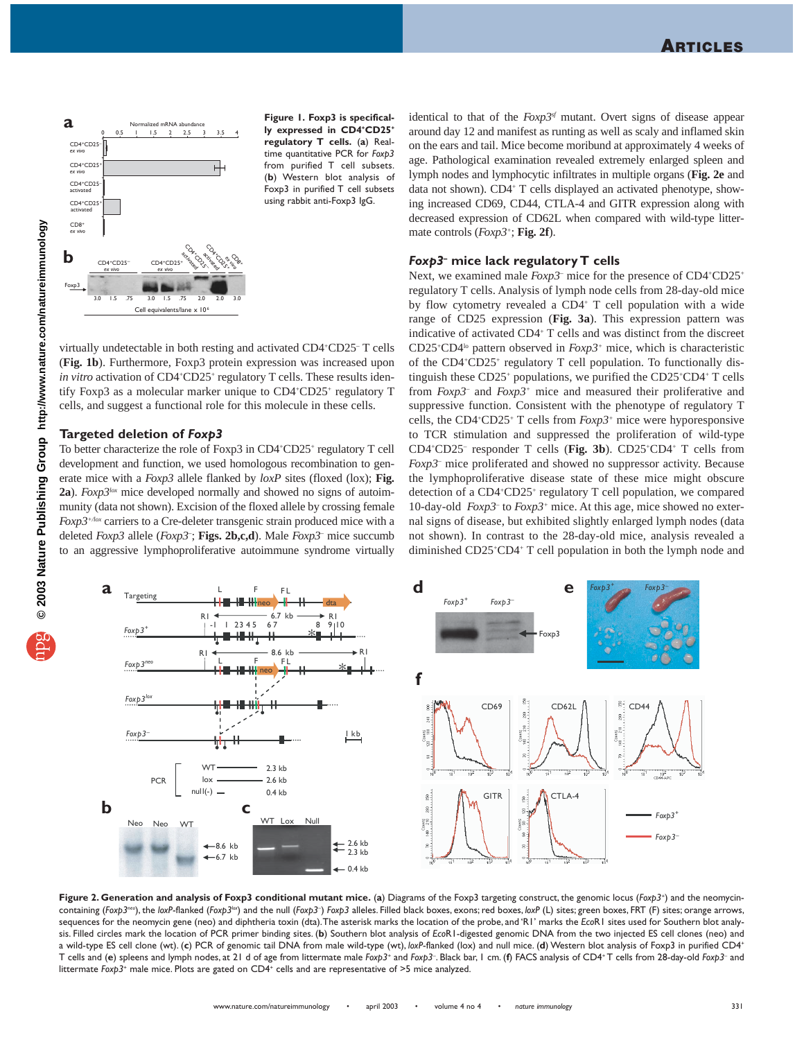**Figure 1. Foxp3 is specifically expressed in CD4$^+$CD25$^+$ regulatory T cells.** (**a**) Real-time quantitative PCR for *Foxp3* from purified T cell subsets. (**b**) Western blot analysis of Foxp3 in purified T cell subsets using rabbit anti-Foxp3 IgG.

virtually undetectable in both resting and activated CD4$^+$CD25$^-$ T cells (**Fig. 1b**). Furthermore, Foxp3 protein expression was increased upon *in vitro* activation of CD4$^+$CD25$^+$ regulatory T cells. These results identify Foxp3 as a molecular marker unique to CD4$^+$CD25$^+$ regulatory T cells, and suggest a functional role for this molecule in these cells.

## Targeted deletion of *Foxp3*

To better characterize the role of Foxp3 in CD4$^+$CD25$^+$ regulatory T cell development and function, we used homologous recombination to generate mice with a *Foxp3* allele flanked by *loxP* sites (floxed (lox); **Fig. 2a**). *Foxp3$^{lox}$* mice developed normally and showed no signs of autoimmunity (data not shown). Excision of the floxed allele by crossing female *Foxp3$^{+/lox}$* carriers to a Cre-deleter transgenic strain produced mice with a deleted *Foxp3* allele (*Foxp3$^-$*; **Figs. 2b,c,d**). Male *Foxp3$^-$* mice succumb to an aggressive lymphoproliferative autoimmune syndrome virtually identical to that of the *Foxp3$^{sf}$* mutant. Overt signs of disease appear around day 12 and manifest as runting as well as scaly and inflamed skin on the ears and tail. Mice become moribund at approximately 4 weeks of age. Pathological examination revealed extremely enlarged spleen and lymph nodes and lymphocytic infiltrates in multiple organs (**Fig. 2e** and data not shown). CD4$^+$ T cells displayed an activated phenotype, showing increased CD69, CD44, CTLA-4 and GITR expression along with decreased expression of CD62L when compared with wild-type littermate controls (*Foxp3$^+$*; **Fig. 2f**).

## *Foxp3$^-$* mice lack regulatory T cells

Next, we examined male *Foxp3$^-$* mice for the presence of CD4$^+$CD25$^+$ regulatory T cells. Analysis of lymph node cells from 28-day-old mice by flow cytometry revealed a CD4$^+$ T cell population with a wide range of CD25 expression (**Fig. 3a**). This expression pattern was indicative of activated CD4$^+$ T cells and was distinct from the discreet CD25$^+$CD4$^{lo}$ pattern observed in *Foxp3$^+$* mice, which is characteristic of the CD4$^+$CD25$^+$ regulatory T cell population. To functionally distinguish these CD25$^+$ populations, we purified the CD25$^+$CD4$^+$ T cells from *Foxp3$^-$* and *Foxp3$^+$* mice and measured their proliferative and suppressive function. Consistent with the phenotype of regulatory T cells, the CD4$^+$CD25$^+$ T cells from *Foxp3$^+$* mice were hyporesponsive to TCR stimulation and suppressed the proliferation of wild-type CD4$^+$CD25$^-$ responder T cells (**Fig. 3b**). CD25$^+$CD4$^+$ T cells from *Foxp3$^-$* mice proliferated and showed no suppressor activity. Because the lymphoproliferative disease state of these mice might obscure detection of a CD4$^+$CD25$^+$ regulatory T cell population, we compared 10-day-old *Foxp3$^-$* to *Foxp3$^+$* mice. At this age, mice showed no external signs of disease, but exhibited slightly enlarged lymph nodes (data not shown). In contrast to the 28-day-old mice, analysis revealed a diminished CD25$^+$CD4$^+$ T cell population in both the lymph node and

**Figure 2. Generation and analysis of Foxp3 conditional mutant mice.** (**a**) Diagrams of the Foxp3 targeting construct, the genomic locus (*Foxp3$^+$*) and the neomycin-containing (*Foxp3$^{neo}$*), the *loxP*-flanked (*Foxp3$^{lox}$*) and the null (*Foxp3$^-$*) *Foxp3* alleles. Filled black boxes, exons; red boxes, *loxP* (L) sites; green boxes, FRT (F) sites; orange arrows, sequences for the neomycin gene (neo) and diphtheria toxin (dta). The asterisk marks the location of the probe, and 'RI' marks the *Eco*RI sites used for Southern blot analysis. Filled circles mark the location of PCR primer binding sites. (**b**) Southern blot analysis of *Eco*RI-digested genomic DNA from the two injected ES cell clones (neo) and a wild-type ES cell clone (wt). (**c**) PCR of genomic tail DNA from male wild-type (wt), *loxP*-flanked (lox) and null mice. (**d**) Western blot analysis of Foxp3 in purified CD4$^+$ T cells and (**e**) spleens and lymph nodes, at 21 d of age from littermate male *Foxp3$^+$* and *Foxp3$^-$*. Black bar, 1 cm. (**f**) FACS analysis of CD4$^+$ T cells from 28-day-old *Foxp3$^-$* and littermate *Foxp3$^+$* male mice. Plots are gated on CD4$^+$ cells and are representative of >5 mice analyzed.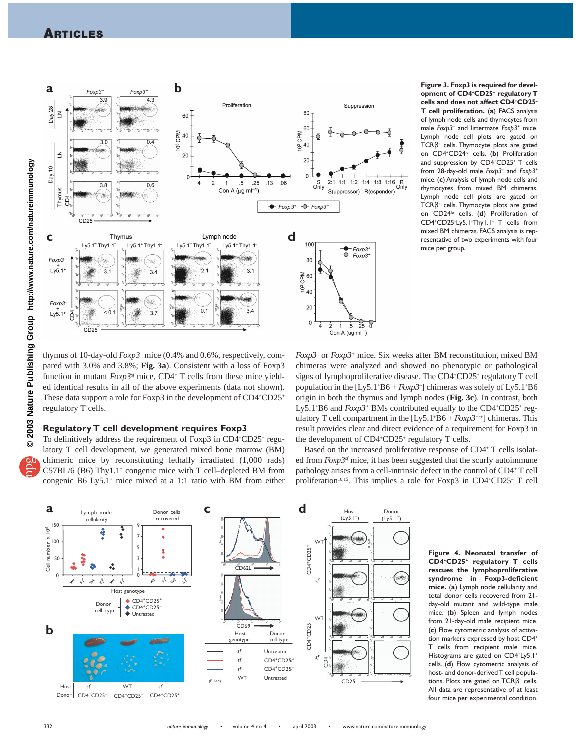**Figure 3. Foxp3 is required for development of CD4⁺CD25⁺ regulatory T cells and does not affect CD4⁺CD25⁻ T cell proliferation.** (**a**) FACS analysis of lymph node cells and thymocytes from male *Foxp3*⁻ and littermate *Foxp3*⁺ mice. Lymph node cell plots are gated on TCRβ⁺ cells. Thymocyte plots are gated on CD4⁺CD24^lo cells. (**b**) Proliferation and suppression by CD4⁺CD25⁺ T cells from 28-day-old male *Foxp3*⁻ and *Foxp3*⁺ mice. (**c**) Analysis of lymph node cells and thymocytes from mixed BM chimeras. Lymph node cell plots are gated on TCRβ⁺ cells. Thymocyte plots are gated on CD24^lo cells. (**d**) Proliferation of CD4⁺CD25⁻Ly5.1⁻Thy1.1⁻ T cells from mixed BM chimeras. FACS analysis is representative of two experiments with four mice per group.

thymus of 10-day-old *Foxp3*⁻ mice (0.4% and 0.6%, respectively, compared with 3.0% and 3.8%; **Fig. 3a**). Consistent with a loss of Foxp3 function in mutant *Foxp3^sf* mice, CD4⁺ T cells from these mice yielded identical results in all of the above experiments (data not shown). These data support a role for Foxp3 in the development of CD4⁺CD25⁺ regulatory T cells.

## Regulatory T cell development requires Foxp3

To definitively address the requirement of Foxp3 in CD4⁺CD25⁺ regulatory T cell development, we generated mixed bone marrow (BM) chimeric mice by reconstituting lethally irradiated (1,000 rads) C57BL/6 (B6) Thy1.1⁺ congenic mice with T cell–depleted BM from congenic B6 Ly5.1⁺ mice mixed at a 1:1 ratio with BM from either *Foxp3*⁻ or *Foxp3*⁺ mice. Six weeks after BM reconstitution, mixed BM chimeras were analyzed and showed no phenotypic or pathological signs of lymphoproliferative disease. The CD4⁺CD25⁺ regulatory T cell population in the [Ly5.1⁺B6 + *Foxp3*⁻] chimeras was solely of Ly5.1⁺B6 origin in both the thymus and lymph nodes (**Fig. 3c**). In contrast, both Ly5.1⁺B6 and *Foxp3*⁺ BMs contributed equally to the CD4⁺CD25⁺ regulatory T cell compartment in the [Ly5.1⁺B6 + *Foxp3*⁺/⁺] chimeras. This result provides clear and direct evidence of a requirement for Foxp3 in the development of CD4⁺CD25⁺ regulatory T cells.

Based on the increased proliferative response of CD4⁺ T cells isolated from *Foxp3^sf* mice, it has been suggested that the scurfy autoimmune pathology arises from a cell-intrinsic defect in the control of CD4⁺ T cell proliferation[10,15]. This implies a role for Foxp3 in CD4⁺CD25⁻ T cell

**Figure 4. Neonatal transfer of CD4⁺CD25⁺ regulatory T cells rescues the lymphoproliferative syndrome in Foxp3-deficient mice.** (**a**) Lymph node cellularity and total donor cells recovered from 21-day-old mutant and wild-type male mice. (**b**) Spleen and lymph nodes from 21-day-old male recipient mice. (**c**) Flow cytometric analysis of activation markers expressed by host CD4⁺ T cells from recipient male mice. Histograms are gated on CD4⁺Ly5.1⁺ cells. (**d**) Flow cytometric analysis of host- and donor-derived T cell populations. Plots are gated on TCRβ⁺ cells. All data are representative of at least four mice per experimental condition.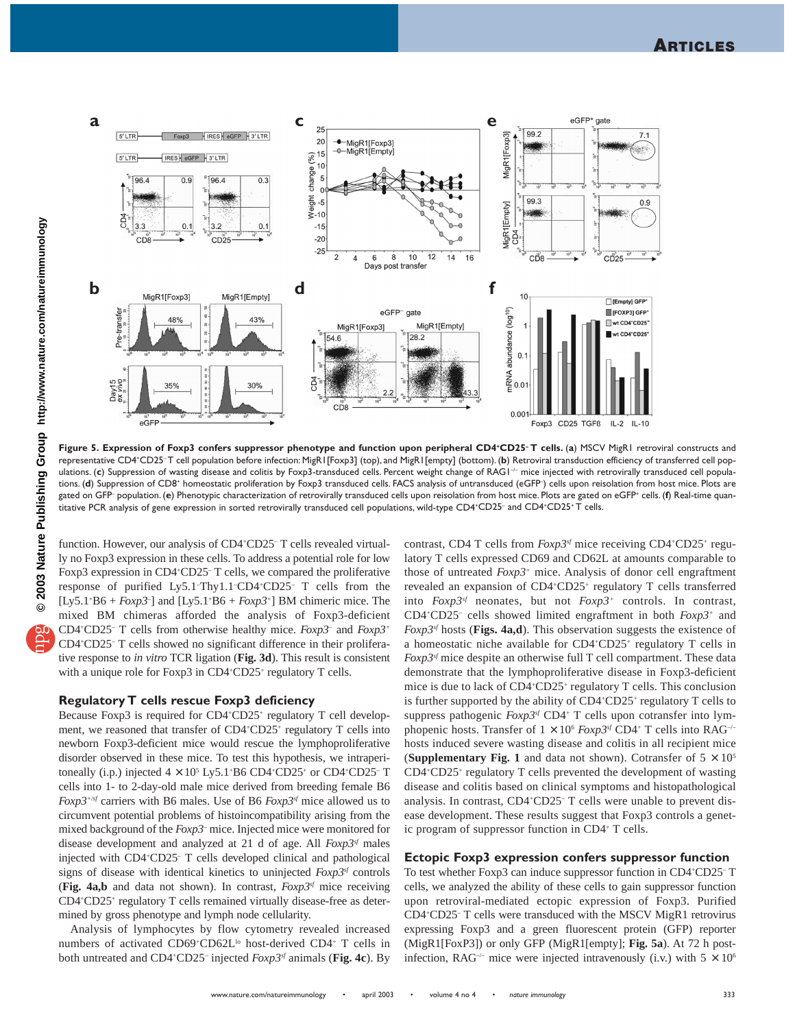**Figure 5. Expression of Foxp3 confers suppressor phenotype and function upon peripheral CD4⁺CD25⁻ T cells.** (**a**) MSCV MigR1 retroviral constructs and representative CD4⁺CD25⁻ T cell population before infection: MigR1[Foxp3] (top), and MigR1[empty] (bottom). (**b**) Retroviral transduction efficiency of transferred cell populations. (**c**) Suppression of wasting disease and colitis by Foxp3-transduced cells. Percent weight change of RAG1⁻/⁻ mice injected with retrovirally transduced cell populations. (**d**) Suppression of CD8⁺ homeostatic proliferation by Foxp3 transduced cells. FACS analysis of untransduced (eGFP⁻) cells upon reisolation from host mice. Plots are gated on GFP⁻ population. (**e**) Phenotypic characterization of retrovirally transduced cells upon reisolation from host mice. Plots are gated on eGFP⁺ cells. (**f**) Real-time quantitative PCR analysis of gene expression in sorted retrovirally transduced cell populations, wild-type CD4⁺CD25⁻ and CD4⁺CD25⁺ T cells.

function. However, our analysis of CD4⁺CD25⁻ T cells revealed virtually no Foxp3 expression in these cells. To address a potential role for low Foxp3 expression in CD4⁺CD25⁻ T cells, we compared the proliferative response of purified Ly5.1⁻Thy1.1⁻CD4⁺CD25⁻ T cells from the [Ly5.1⁺B6 + *Foxp3*⁻] and [Ly5.1⁺B6 + *Foxp3*⁺] BM chimeric mice. The mixed BM chimeras afforded the analysis of Foxp3-deficient CD4⁺CD25⁻ T cells from otherwise healthy mice. *Foxp3*⁻ and *Foxp3*⁺ CD4⁺CD25⁻ T cells showed no significant difference in their proliferative response to *in vitro* TCR ligation (**Fig. 3d**). This result is consistent with a unique role for Foxp3 in CD4⁺CD25⁺ regulatory T cells.

## Regulatory T cells rescue Foxp3 deficiency

Because Foxp3 is required for CD4⁺CD25⁺ regulatory T cell development, we reasoned that transfer of CD4⁺CD25⁺ regulatory T cells into newborn Foxp3-deficient mice would rescue the lymphoproliferative disorder observed in these mice. To test this hypothesis, we intraperitoneally (i.p.) injected $4 \times 10^5$ Ly5.1⁺B6 CD4⁺CD25⁺ or CD4⁺CD25⁻ T cells into 1- to 2-day-old male mice derived from breeding female B6 *Foxp3*⁺/sf carriers with B6 males. Use of B6 *Foxp3*sf mice allowed us to circumvent potential problems of histoincompatibility arising from the mixed background of the *Foxp3*⁻ mice. Injected mice were monitored for disease development and analyzed at 21 d of age. All *Foxp3*sf males injected with CD4⁺CD25⁻ T cells developed clinical and pathological signs of disease with identical kinetics to uninjected *Foxp3*sf controls (**Fig. 4a,b** and data not shown). In contrast, *Foxp3*sf mice receiving CD4⁺CD25⁺ regulatory T cells remained virtually disease-free as determined by gross phenotype and lymph node cellularity.

Analysis of lymphocytes by flow cytometry revealed increased numbers of activated CD69⁺CD62Llo host-derived CD4⁺ T cells in both untreated and CD4⁺CD25⁻ injected *Foxp3*sf animals (**Fig. 4c**). By contrast, CD4 T cells from *Foxp3*sf mice receiving CD4⁺CD25⁺ regulatory T cells expressed CD69 and CD62L at amounts comparable to those of untreated *Foxp3*⁺ mice. Analysis of donor cell engraftment revealed an expansion of CD4⁺CD25⁺ regulatory T cells transferred into *Foxp3*sf neonates, but not *Foxp3*⁺ controls. In contrast, CD4⁺CD25⁻ cells showed limited engraftment in both *Foxp3*⁺ and *Foxp3*sf hosts (**Figs. 4a,d**). This observation suggests the existence of a homeostatic niche available for CD4⁺CD25⁺ regulatory T cells in *Foxp3*sf mice despite an otherwise full T cell compartment. These data demonstrate that the lymphoproliferative disease in Foxp3-deficient mice is due to lack of CD4⁺CD25⁺ regulatory T cells. This conclusion is further supported by the ability of CD4⁺CD25⁺ regulatory T cells to suppress pathogenic *Foxp3*sf CD4⁺ T cells upon cotransfer into lymphopenic hosts. Transfer of $1 \times 10^6$ *Foxp3*sf CD4⁺ T cells into RAG⁻/⁻ hosts induced severe wasting disease and colitis in all recipient mice (**Supplementary Fig. 1** and data not shown). Cotransfer of $5 \times 10^5$ CD4⁺CD25⁺ regulatory T cells prevented the development of wasting disease and colitis based on clinical symptoms and histopathological analysis. In contrast, CD4⁺CD25⁻ T cells were unable to prevent disease development. These results suggest that Foxp3 controls a genetic program of suppressor function in CD4⁺ T cells.

## Ectopic Foxp3 expression confers suppressor function

To test whether Foxp3 can induce suppressor function in CD4⁺CD25⁻ T cells, we analyzed the ability of these cells to gain suppressor function upon retroviral-mediated ectopic expression of Foxp3. Purified CD4⁺CD25⁻ T cells were transduced with the MSCV MigR1 retrovirus expressing Foxp3 and a green fluorescent protein (GFP) reporter (MigR1[FoxP3]) or only GFP (MigR1[empty]; **Fig. 5a**). At 72 h post-infection, RAG⁻/⁻ mice were injected intravenously (i.v.) with $5 \times 10^6$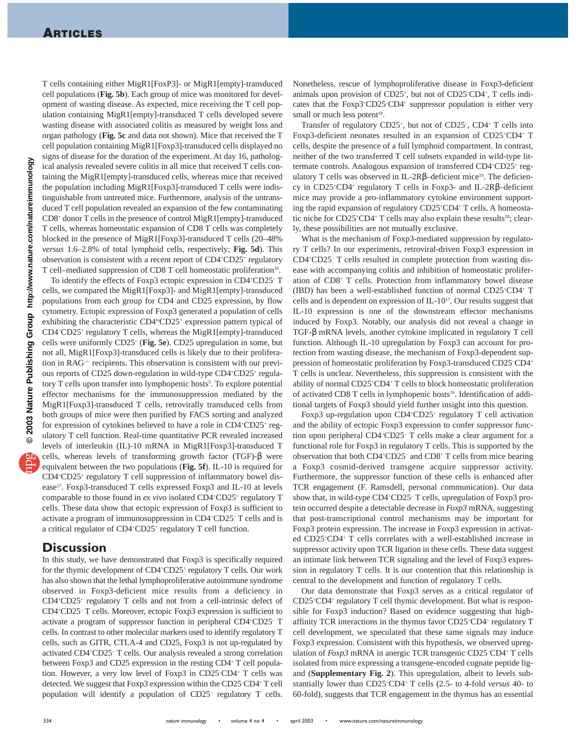T cells containing either MigR1[FoxP3]- or MigR1[empty]-transduced cell populations (**Fig. 5b**). Each group of mice was monitored for development of wasting disease. As expected, mice receiving the T cell population containing MigR1[empty]-transduced T cells developed severe wasting disease with associated colitis as measured by weight loss and organ pathology (**Fig. 5c** and data not shown). Mice that received the T cell population containing MigR1[Foxp3]-transduced cells displayed no signs of disease for the duration of the experiment. At day 16, pathological analysis revealed severe colitis in all mice that received T cells containing the MigR1[empty]-transduced cells, whereas mice that received the population including MigR1[Foxp3]-transduced T cells were indistinguishable from untreated mice. Furthermore, analysis of the untransduced T cell population revealed an expansion of the few contaminating CD8$^{+}$ donor T cells in the presence of control MigR1[empty]-transduced T cells, whereas homeostatic expansion of CD8 T cells was completely blocked in the presence of MigR1[Foxp3]-transduced T cells (20–48% *versus* 1.6–2.8% of total lymphoid cells, respectively; **Fig. 5d**). This observation is consistent with a recent report of CD4$^{+}$CD25$^{+}$ regulatory T cell–mediated suppression of CD8 T cell homeostatic proliferation[16].

To identify the effects of Foxp3 ectopic expression in CD4$^{+}$CD25$^{-}$ T cells, we compared the MigR1[Foxp3]- and MigR1[empty]-transduced populations from each group for CD4 and CD25 expression, by flow cytometry. Ectopic expression of Foxp3 generated a population of cells exhibiting the characteristic CD4$^{lo}$CD25$^{+}$ expression pattern typical of CD4$^{+}$CD25$^{+}$ regulatory T cells, whereas the MigR1[empty]-transduced cells were uniformly CD25$^{-}$ (**Fig. 5e**). CD25 upregulation in some, but not all, MigR1[Foxp3]-transduced cells is likely due to their proliferation in RAG$^{-/-}$ recipients. This observation is consistent with our previous reports of CD25 down-regulation in wild-type CD4$^{+}$CD25$^{+}$ regulatory T cells upon transfer into lymphopenic hosts[5]. To explore potential effector mechanisms for the immunosuppression mediated by the MigR1[Foxp3]-transduced T cells, retrovirally transduced cells from both groups of mice were then purified by FACS sorting and analyzed for expression of cytokines believed to have a role in CD4$^{+}$CD25$^{+}$ regulatory T cell function. Real-time quantitative PCR revealed increased levels of interleukin (IL)-10 mRNA in MigR1[Foxp3]-transduced T cells, whereas levels of transforming growth factor (TGF)-β were equivalent between the two populations (**Fig. 5f**). IL-10 is required for CD4$^{+}$CD25$^{+}$ regulatory T cell suppression of inflammatory bowel disease[17]. Foxp3-transduced T cells expressed Foxp3 and IL-10 at levels comparable to those found in *ex vivo* isolated CD4$^{+}$CD25$^{+}$ regulatory T cells. These data show that ectopic expression of Foxp3 is sufficient to activate a program of immunosuppression in CD4$^{+}$CD25$^{-}$ T cells and is a critical regulator of CD4$^{+}$CD25$^{+}$ regulatory T cell function.

## Discussion

In this study, we have demonstrated that Foxp3 is specifically required for the thymic development of CD4$^{+}$CD25$^{+}$ regulatory T cells. Our work has also shown that the lethal lymphoproliferative autoimmune syndrome observed in Foxp3-deficient mice results from a deficiency in CD4$^{+}$CD25$^{+}$ regulatory T cells and not from a cell-intrinsic defect of CD4$^{+}$CD25$^{-}$ T cells. Moreover, ectopic Foxp3 expression is sufficient to activate a program of suppressor function in peripheral CD4$^{+}$CD25$^{-}$ T cells. In contrast to other molecular markers used to identify regulatory T cells, such as GITR, CTLA-4 and CD25, Foxp3 is not up-regulated by activated CD4$^{+}$CD25$^{-}$ T cells. Our analysis revealed a strong correlation between Foxp3 and CD25 expression in the resting CD4$^{+}$ T cell population. However, a very low level of Foxp3 in CD25$^{-}$CD4$^{+}$ T cells was detected. We suggest that Foxp3 expression within the CD25$^{-}$CD4$^{+}$ T cell population will identify a population of CD25$^{-}$ regulatory T cells. Nonetheless, rescue of lymphoproliferative disease in Foxp3-deficient animals upon provision of CD25$^{+}$, but not of CD25$^{-}$CD4$^{+}$, T cells indicates that the Foxp3$^{+}$CD25$^{-}$CD4$^{+}$ suppressor population is either very small or much less potent[18].

Transfer of regulatory CD25$^{+}$, but not of CD25$^{-}$, CD4$^{+}$ T cells into Foxp3-deficient neonates resulted in an expansion of CD25$^{+}$CD4$^{+}$ T cells, despite the presence of a full lymphoid compartment. In contrast, neither of the two transferred T cell subsets expanded in wild-type littermate controls. Analogous expansion of transferred CD4$^{+}$CD25$^{+}$ regulatory T cells was observed in IL-2Rβ–deficient mice[19]. The deficiency in CD25$^{+}$CD4$^{+}$ regulatory T cells in Foxp3- and IL-2Rβ–deficient mice may provide a pro-inflammatory cytokine environment supporting the rapid expansion of regulatory CD25$^{+}$CD4$^{+}$ T cells. A homeostatic niche for CD25$^{+}$CD4$^{+}$ T cells may also explain these results[20]; clearly, these possibilities are not mutually exclusive.

What is the mechanism of Foxp3-mediated suppression by regulatory T cells? In our experiments, retroviral-driven Foxp3 expression in CD4$^{+}$CD25$^{-}$ T cells resulted in complete protection from wasting disease with accompanying colitis and inhibition of homeostatic proliferation of CD8$^{+}$ T cells. Protection from inflammatory bowel disease (IBD) has been a well-established function of normal CD25$^{+}$CD4$^{+}$ T cells and is dependent on expression of IL-10[17]. Our results suggest that IL-10 expression is one of the downstream effector mechanisms induced by Foxp3. Notably, our analysis did not reveal a change in TGF-β mRNA levels, another cytokine implicated in regulatory T cell function. Although IL-10 upregulation by Foxp3 can account for protection from wasting disease, the mechanism of Foxp3-dependent suppression of homeostatic proliferation by Foxp3-transduced CD25$^{-}$CD4$^{+}$ T cells is unclear. Nevertheless, this suppression is consistent with the ability of normal CD25$^{+}$CD4$^{+}$ T cells to block homeostatic proliferation of activated CD8 T cells in lymphopenic hosts[16]. Identification of additional targets of Foxp3 should yield further insight into this question.

Foxp3 up-regulation upon CD4$^{+}$CD25$^{+}$ regulatory T cell activation and the ability of ectopic Foxp3 expression to confer suppressor function upon peripheral CD4$^{+}$CD25$^{-}$ T cells make a clear argument for a functional role for Foxp3 in regulatory T cells. This is supported by the observation that both CD4$^{+}$CD25$^{-}$ and CD8$^{+}$ T cells from mice bearing a Foxp3 cosmid-derived transgene acquire suppressor activity. Furthermore, the suppressor function of these cells is enhanced after TCR engagement (F. Ramsdell, personal communication). Our data show that, in wild-type CD4$^{+}$CD25$^{-}$ T cells, upregulation of Foxp3 protein occurred despite a detectable decrease in *Foxp3* mRNA, suggesting that post-transcriptional control mechanisms may be important for Foxp3 protein expression. The increase in Foxp3 expression in activated CD25$^{+}$CD4$^{+}$ T cells correlates with a well-established increase in suppressor activity upon TCR ligation in these cells. These data suggest an intimate link between TCR signaling and the level of Foxp3 expression in regulatory T cells. It is our contention that this relationship is central to the development and function of regulatory T cells.

Our data demonstrate that Foxp3 serves as a critical regulator of CD25$^{+}$CD4$^{+}$ regulatory T cell thymic development. But what is responsible for Foxp3 induction? Based on evidence suggesting that high-affinity TCR interactions in the thymus favor CD25$^{+}$CD4$^{+}$ regulatory T cell development, we speculated that these same signals may induce Foxp3 expression. Consistent with this hypothesis, we observed upregulation of *Foxp3* mRNA in anergic TCR transgenic CD25$^{-}$CD4$^{+}$ T cells isolated from mice expressing a transgene-encoded cognate peptide ligand (**Supplementary Fig. 2**). This upregulation, albeit to levels substantially lower than CD25$^{+}$CD4$^{+}$ T cells (2.5- to 4-fold *versus* 40- to 60-fold), suggests that TCR engagement in the thymus has an essential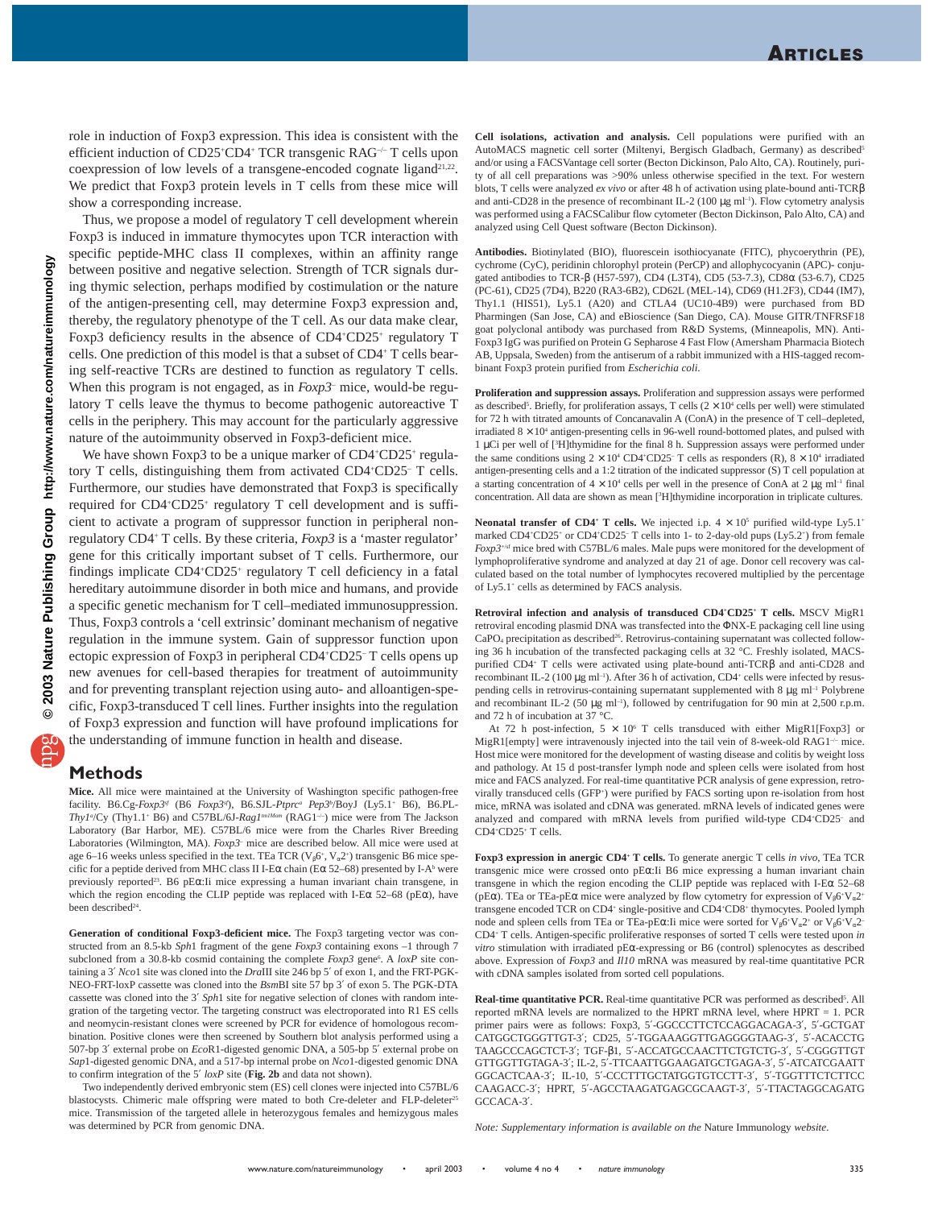role in induction of Foxp3 expression. This idea is consistent with the efficient induction of $CD25^+CD4^+$ TCR transgenic $RAG^{-/-}$ T cells upon coexpression of low levels of a transgene-encoded cognate ligand[21,22]. We predict that Foxp3 protein levels in T cells from these mice will show a corresponding increase.

Thus, we propose a model of regulatory T cell development wherein Foxp3 is induced in immature thymocytes upon TCR interaction with specific peptide-MHC class II complexes, within an affinity range between positive and negative selection. Strength of TCR signals during thymic selection, perhaps modified by costimulation or the nature of the antigen-presenting cell, may determine Foxp3 expression and, thereby, the regulatory phenotype of the T cell. As our data make clear, Foxp3 deficiency results in the absence of $CD4^+CD25^+$ regulatory T cells. One prediction of this model is that a subset of $CD4^+$ T cells bearing self-reactive TCRs are destined to function as regulatory T cells. When this program is not engaged, as in *Foxp3*⁻ mice, would-be regulatory T cells leave the thymus to become pathogenic autoreactive T cells in the periphery. This may account for the particularly aggressive nature of the autoimmunity observed in Foxp3-deficient mice.

We have shown Foxp3 to be a unique marker of $CD4^+CD25^+$ regulatory T cells, distinguishing them from activated $CD4^+CD25^-$ T cells. Furthermore, our studies have demonstrated that Foxp3 is specifically required for $CD4^+CD25^+$ regulatory T cell development and is sufficient to activate a program of suppressor function in peripheral nonregulatory $CD4^+$ T cells. By these criteria, *Foxp3* is a 'master regulator' gene for this critically important subset of T cells. Furthermore, our findings implicate $CD4^+CD25^+$ regulatory T cell deficiency in a fatal hereditary autoimmune disorder in both mice and humans, and provide a specific genetic mechanism for T cell–mediated immunosuppression. Thus, Foxp3 controls a 'cell extrinsic' dominant mechanism of negative regulation in the immune system. Gain of suppressor function upon ectopic expression of Foxp3 in peripheral $CD4^+CD25^-$ T cells opens up new avenues for cell-based therapies for treatment of autoimmunity and for preventing transplant rejection using auto- and alloantigen-specific, Foxp3-transduced T cell lines. Further insights into the regulation of Foxp3 expression and function will have profound implications for the understanding of immune function in health and disease.

## Methods

**Mice.** All mice were maintained at the University of Washington specific pathogen-free facility. B6.Cg-*Foxp3*$^{sf}$ (B6 *Foxp3*$^{sf}$), B6.SJL-*Ptprc*$^a$ *Pep3*$^b$/BoyJ (Ly5.1⁺ B6), B6.PL-*Thy1*$^a$/Cy (Thy1.1⁺ B6) and C57BL/6J-*Rag1*$^{tm1Mom}$ ($RAG1^{-/-}$) mice were from The Jackson Laboratory (Bar Harbor, ME). C57BL/6 mice were from the Charles River Breeding Laboratories (Wilmington, MA). *Foxp3*⁻ mice are described below. All mice were used at age 6–16 weeks unless specified in the text. TEa TCR ($V_\beta6^+$, $V_\alpha2^+$) transgenic B6 mice specific for a peptide derived from MHC class II I-Eα chain (Eα 52–68) presented by I-A$^b$ were previously reported[25]. B6 pEα:Ii mice expressing a human invariant chain transgene, in which the region encoding the CLIP peptide was replaced with I-Eα 52–68 (pEα), have been described[24].

**Generation of conditional Foxp3-deficient mice.** The Foxp3 targeting vector was constructed from an 8.5-kb *Sph*1 fragment of the gene *Foxp3* containing exons –1 through 7 subcloned from a 30.8-kb cosmid containing the complete *Foxp3* gene[6]. A *loxP* site containing a 3′ *Nco*1 site was cloned into the *Dra*III site 246 bp 5′ of exon 1, and the FRT-PGK-NEO-FRT-loxP cassette was cloned into the *Bsm*BI site 57 bp 3′ of exon 5. The PGK-DTA cassette was cloned into the 3′ *Sph*1 site for negative selection of clones with random integration of the targeting vector. The targeting construct was electroporated into R1 ES cells and neomycin-resistant clones were screened by PCR for evidence of homologous recombination. Positive clones were then screened by Southern blot analysis performed using a 507-bp 3′ external probe on *Eco*R1-digested genomic DNA, a 505-bp 5′ external probe on *Sap*1-digested genomic DNA, and a 517-bp internal probe on *Nco*1-digested genomic DNA to confirm integration of the 5′ *loxP* site (**Fig. 2b** and data not shown).

Two independently derived embryonic stem (ES) cell clones were injected into C57BL/6 blastocysts. Chimeric male offspring were mated to both Cre-deleter and FLP-deleter[25] mice. Transmission of the targeted allele in heterozygous females and hemizygous males was determined by PCR from genomic DNA.

**Cell isolations, activation and analysis.** Cell populations were purified with an AutoMACS magnetic cell sorter (Miltenyi, Bergisch Gladbach, Germany) as described[5] and/or using a FACSVantage cell sorter (Becton Dickinson, Palo Alto, CA). Routinely, purity of all cell preparations was >90% unless otherwise specified in the text. For western blots, T cells were analyzed *ex vivo* or after 48 h of activation using plate-bound anti-TCRβ and anti-CD28 in the presence of recombinant IL-2 (100 μg $ml^{-1}$). Flow cytometry analysis was performed using a FACSCalibur flow cytometer (Becton Dickinson, Palo Alto, CA) and analyzed using Cell Quest software (Becton Dickinson).

**Antibodies.** Biotinylated (BIO), fluorescein isothiocyanate (FITC), phycoerythrin (PE), cychrome (CyC), peridinin chlorophyl protein (PerCP) and allophycocyanin (APC)- conjugated antibodies to TCR-β (H57-597), CD4 (L3T4), CD5 (53-7.3), CD8α (53-6.7), CD25 (PC-61), CD25 (7D4), B220 (RA3-6B2), CD62L (MEL-14), CD69 (H1.2F3), CD44 (IM7), Thy1.1 (HIS51), Ly5.1 (A20) and CTLA4 (UC10-4B9) were purchased from BD Pharmingen (San Jose, CA) and eBioscience (San Diego, CA). Mouse GITR/TNFRSF18 goat polyclonal antibody was purchased from R&D Systems, (Minneapolis, MN). Anti-Foxp3 IgG was purified on Protein G Sepharose 4 Fast Flow (Amersham Pharmacia Biotech AB, Uppsala, Sweden) from the antiserum of a rabbit immunized with a HIS-tagged recombinant Foxp3 protein purified from *Escherichia coli*.

**Proliferation and suppression assays.** Proliferation and suppression assays were performed as described[5]. Briefly, for proliferation assays, T cells ($2 \times 10^4$ cells per well) were stimulated for 72 h with titrated amounts of Concanavalin A (ConA) in the presence of T cell–depleted, irradiated $8 \times 10^4$ antigen-presenting cells in 96-well round-bottomed plates, and pulsed with 1 μCi per well of [$^3$H]thymidine for the final 8 h. Suppression assays were performed under the same conditions using $2 \times 10^4$ $CD4^+CD25^-$ T cells as responders (R), $8 \times 10^4$ irradiated antigen-presenting cells and a 1:2 titration of the indicated suppressor (S) T cell population at a starting concentration of $4 \times 10^4$ cells per well in the presence of ConA at 2 μg $ml^{-1}$ final concentration. All data are shown as mean [$^3$H]thymidine incorporation in triplicate cultures.

**Neonatal transfer of $CD4^+$ T cells.** We injected i.p. $4 \times 10^5$ purified wild-type Ly5.1⁺ marked $CD4^+CD25^+$ or $CD4^+CD25^-$ T cells into 1- to 2-day-old pups (Ly5.2⁺) from female *Foxp3*$^{+/sf}$ mice bred with C57BL/6 males. Male pups were monitored for the development of lymphoproliferative syndrome and analyzed at day 21 of age. Donor cell recovery was calculated based on the total number of lymphocytes recovered multiplied by the percentage of Ly5.1⁺ cells as determined by FACS analysis.

**Retroviral infection and analysis of transduced $CD4^+CD25^+$ T cells.** MSCV MigR1 retroviral encoding plasmid DNA was transfected into the ΦNX-E packaging cell line using $CaPO_4$ precipitation as described[26]. Retrovirus-containing supernatant was collected following 36 h incubation of the transfected packaging cells at 32 °C. Freshly isolated, MACS-purified $CD4^+$ T cells were activated using plate-bound anti-TCRβ and anti-CD28 and recombinant IL-2 (100 μg $ml^{-1}$). After 36 h of activation, $CD4^+$ cells were infected by resuspending cells in retrovirus-containing supernatant supplemented with 8 μg $ml^{-1}$ Polybrene and recombinant IL-2 (50 μg $ml^{-1}$), followed by centrifugation for 90 min at 2,500 r.p.m. and 72 h of incubation at 37 °C.

At 72 h post-infection, $5 \times 10^6$ T cells transduced with either MigR1[Foxp3] or MigR1[empty] were intravenously injected into the tail vein of 8-week-old $RAG1^{-/-}$ mice. Host mice were monitored for the development of wasting disease and colitis by weight loss and pathology. At 15 d post-transfer lymph node and spleen cells were isolated from host mice and FACS analyzed. For real-time quantitative PCR analysis of gene expression, retrovirally transduced cells (GFP⁺) were purified by FACS sorting upon re-isolation from host mice, mRNA was isolated and cDNA was generated. mRNA levels of indicated genes were analyzed and compared with mRNA levels from purified wild-type $CD4^+CD25^-$ and $CD4^+CD25^+$ T cells.

**Foxp3 expression in anergic $CD4^+$ T cells.** To generate anergic T cells *in vivo*, TEa TCR transgenic mice were crossed onto pEα:Ii B6 mice expressing a human invariant chain transgene in which the region encoding the CLIP peptide was replaced with I-Eα 52–68 (pEα). TEa or TEa-pEα mice were analyzed by flow cytometry for expression of $V_\beta6^+V_\alpha2^+$ transgene encoded TCR on $CD4^+$ single-positive and $CD4^+CD8^+$ thymocytes. Pooled lymph node and spleen cells from TEa or TEa-pEα:Ii mice were sorted for $V_\beta6^+V_\alpha2^+$ or $V_\beta6^+V_\alpha2^-$ $CD4^+$ T cells. Antigen-specific proliferative responses of sorted T cells were tested upon *in vitro* stimulation with irradiated pEα-expressing or B6 (control) splenocytes as described above. Expression of *Foxp3* and *Il10* mRNA was measured by real-time quantitative PCR with cDNA samples isolated from sorted cell populations.

**Real-time quantitative PCR.** Real-time quantitative PCR was performed as described[5]. All reported mRNA levels are normalized to the HPRT mRNA level, where HPRT = 1. PCR primer pairs were as follows: Foxp3, 5′-GGCCCTTCTCCAGGACAGA-3′, 5′-GCTGAT CATGGCTGGGTTGT-3′; CD25, 5′-TGGAAAGGTTGAGGGGTAAG-3′, 5′-ACACCTG TAAGCCCAGCTCT-3′; TGF-β1, 5′-ACCATGCCAACTTCTGTCTG-3′, 5′-CGGGTTGT GTTGGTTGTAGA-3′; IL-2, 5′-TTCAATTGGAAGATGCTGAGA-3′, 5′-ATCATCGAATT GGCACTCAA-3′; IL-10, 5′-CCCTTTGCTATGGTGTCCTT-3′, 5′-TGGTTTCTCTTCC CAAGACC-3′; HPRT, 5′-AGCCTAAGATGAGCGCAAGT-3′, 5′-TTACTAGGCAGATG GCCACA-3′.

*Note: Supplementary information is available on the* Nature Immunology *website.*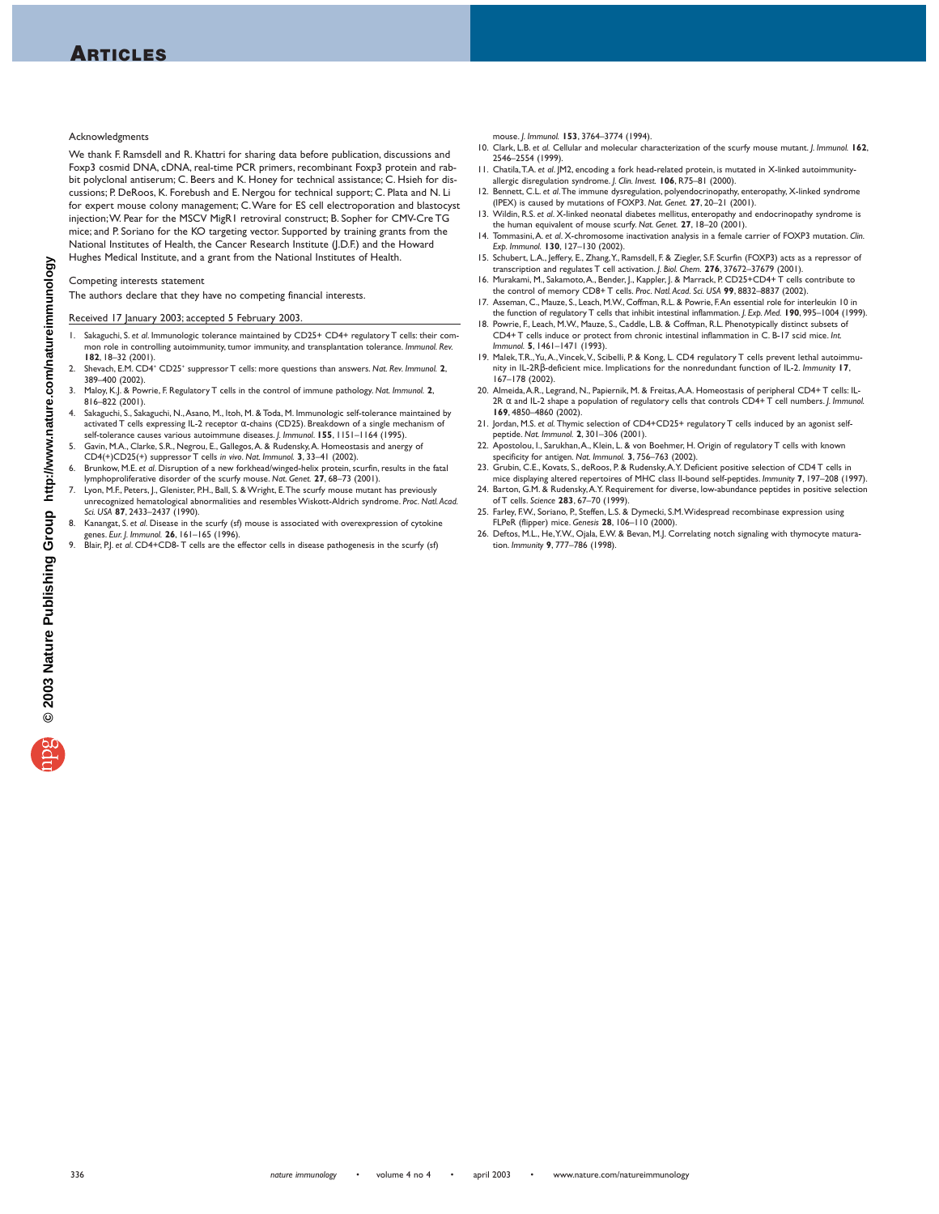### Acknowledgments

We thank F. Ramsdell and R. Khattri for sharing data before publication, discussions and Foxp3 cosmid DNA, cDNA, real-time PCR primers, recombinant Foxp3 protein and rabbit polyclonal antiserum; C. Beers and K. Honey for technical assistance; C. Hsieh for discussions; P. DeRoos, K. Forebush and E. Nergou for technical support; C. Plata and N. Li for expert mouse colony management; C. Ware for ES cell electroporation and blastocyst injection; W. Pear for the MSCV MigR1 retroviral construct; B. Sopher for CMV-Cre TG mice; and P. Soriano for the KO targeting vector. Supported by training grants from the National Institutes of Health, the Cancer Research Institute (J.D.F.) and the Howard Hughes Medical Institute, and a grant from the National Institutes of Health.

### Competing interests statement

The authors declare that they have no competing financial interests.

Received 17 January 2003; accepted 5 February 2003.

1. Sakaguchi, S. *et al*. Immunologic tolerance maintained by CD25+ CD4+ regulatory T cells: their common role in controlling autoimmunity, tumor immunity, and transplantation tolerance. *Immunol. Rev.* **182**, 18–32 (2001).
2. Shevach, E.M. $CD4^+$ $CD25^+$ suppressor T cells: more questions than answers. *Nat. Rev. Immunol.* **2**, 389–400 (2002).
3. Maloy, K.J. & Powrie, F. Regulatory T cells in the control of immune pathology. *Nat. Immunol.* **2**, 816–822 (2001).
4. Sakaguchi, S., Sakaguchi, N., Asano, M., Itoh, M. & Toda, M. Immunologic self-tolerance maintained by activated T cells expressing IL-2 receptor α-chains (CD25). Breakdown of a single mechanism of self-tolerance causes various autoimmune diseases. *J. Immunol.* **155**, 1151–1164 (1995).
5. Gavin, M.A., Clarke, S.R., Negrou, E., Gallegos, A. & Rudensky, A. Homeostasis and anergy of CD4(+)CD25(+) suppressor T cells *in vivo*. *Nat. Immunol.* **3**, 33–41 (2002).
6. Brunkow, M.E. *et al*. Disruption of a new forkhead/winged-helix protein, scurfin, results in the fatal lymphoproliferative disorder of the scurfy mouse. *Nat. Genet.* **27**, 68–73 (2001).
7. Lyon, M.F., Peters, J., Glenister, P.H., Ball, S. & Wright, E. The scurfy mouse mutant has previously unrecognized hematological abnormalities and resembles Wiskott-Aldrich syndrome. *Proc. Natl. Acad. Sci. USA* **87**, 2433–2437 (1990).
8. Kanangat, S. *et al*. Disease in the scurfy (sf) mouse is associated with overexpression of cytokine genes. *Eur. J. Immunol.* **26**, 161–165 (1996).
9. Blair, P.J. *et al*. CD4+CD8- T cells are the effector cells in disease pathogenesis in the scurfy (sf) mouse. *J. Immunol.* **153**, 3764–3774 (1994).
10. Clark, L.B. *et al*. Cellular and molecular characterization of the scurfy mouse mutant. *J. Immunol.* **162**, 2546–2554 (1999).
11. Chatila, T.A. *et al*. JM2, encoding a fork head-related protein, is mutated in X-linked autoimmunity-allergic disregulation syndrome. *J. Clin. Invest.* **106**, R75–81 (2000).
12. Bennett, C.L. *et al*. The immune dysregulation, polyendocrinopathy, enteropathy, X-linked syndrome (IPEX) is caused by mutations of FOXP3. *Nat. Genet.* **27**, 20–21 (2001).
13. Wildin, R.S. *et al*. X-linked neonatal diabetes mellitus, enteropathy and endocrinopathy syndrome is the human equivalent of mouse scurfy. *Nat. Genet.* **27**, 18–20 (2001).
14. Tommasini, A. *et al*. X-chromosome inactivation analysis in a female carrier of FOXP3 mutation. *Clin. Exp. Immunol.* **130**, 127–130 (2002).
15. Schubert, L.A., Jeffery, E., Zhang, Y., Ramsdell, F. & Ziegler, S.F. Scurfin (FOXP3) acts as a repressor of transcription and regulates T cell activation. *J. Biol. Chem.* **276**, 37672–37679 (2001).
16. Murakami, M., Sakamoto, A., Bender, J., Kappler, J. & Marrack, P. CD25+CD4+ T cells contribute to the control of memory CD8+ T cells. *Proc. Natl. Acad. Sci. USA* **99**, 8832–8837 (2002).
17. Asseman, C., Mauze, S., Leach, M.W., Coffman, R.L. & Powrie, F. An essential role for interleukin 10 in the function of regulatory T cells that inhibit intestinal inflammation. *J. Exp. Med.* **190**, 995–1004 (1999).
18. Powrie, F., Leach, M.W., Mauze, S., Caddle, L.B. & Coffman, R.L. Phenotypically distinct subsets of CD4+ T cells induce or protect from chronic intestinal inflammation in C. B-17 scid mice. *Int. Immunol.* **5**, 1461–1471 (1993).
19. Malek, T.R., Yu, A., Vincek, V., Scibelli, P. & Kong, L. CD4 regulatory T cells prevent lethal autoimmunity in IL-2Rβ-deficient mice. Implications for the nonredundant function of IL-2. *Immunity* **17**, 167–178 (2002).
20. Almeida, A.R., Legrand, N., Papiernik, M. & Freitas, A.A. Homeostasis of peripheral CD4+ T cells: IL-2R α and IL-2 shape a population of regulatory cells that controls CD4+ T cell numbers. *J. Immunol.* **169**, 4850–4860 (2002).
21. Jordan, M.S. *et al*. Thymic selection of CD4+CD25+ regulatory T cells induced by an agonist self-peptide. *Nat. Immunol.* **2**, 301–306 (2001).
22. Apostolou, I., Sarukhan, A., Klein, L. & von Boehmer, H. Origin of regulatory T cells with known specificity for antigen. *Nat. Immunol.* **3**, 756–763 (2002).
23. Grubin, C.E., Kovats, S., deRoos, P. & Rudensky, A.Y. Deficient positive selection of CD4 T cells in mice displaying altered repertoires of MHC class II-bound self-peptides. *Immunity* **7**, 197–208 (1997).
24. Barton, G.M. & Rudensky, A.Y. Requirement for diverse, low-abundance peptides in positive selection of T cells. *Science* **283**, 67–70 (1999).
25. Farley, F.W., Soriano, P., Steffen, L.S. & Dymecki, S.M. Widespread recombinase expression using FLPeR (flipper) mice. *Genesis* **28**, 106–110 (2000).
26. Deftos, M.L., He, Y.W., Ojala, E.W. & Bevan, M.J. Correlating notch signaling with thymocyte maturation. *Immunity* **9**, 777–786 (1998).